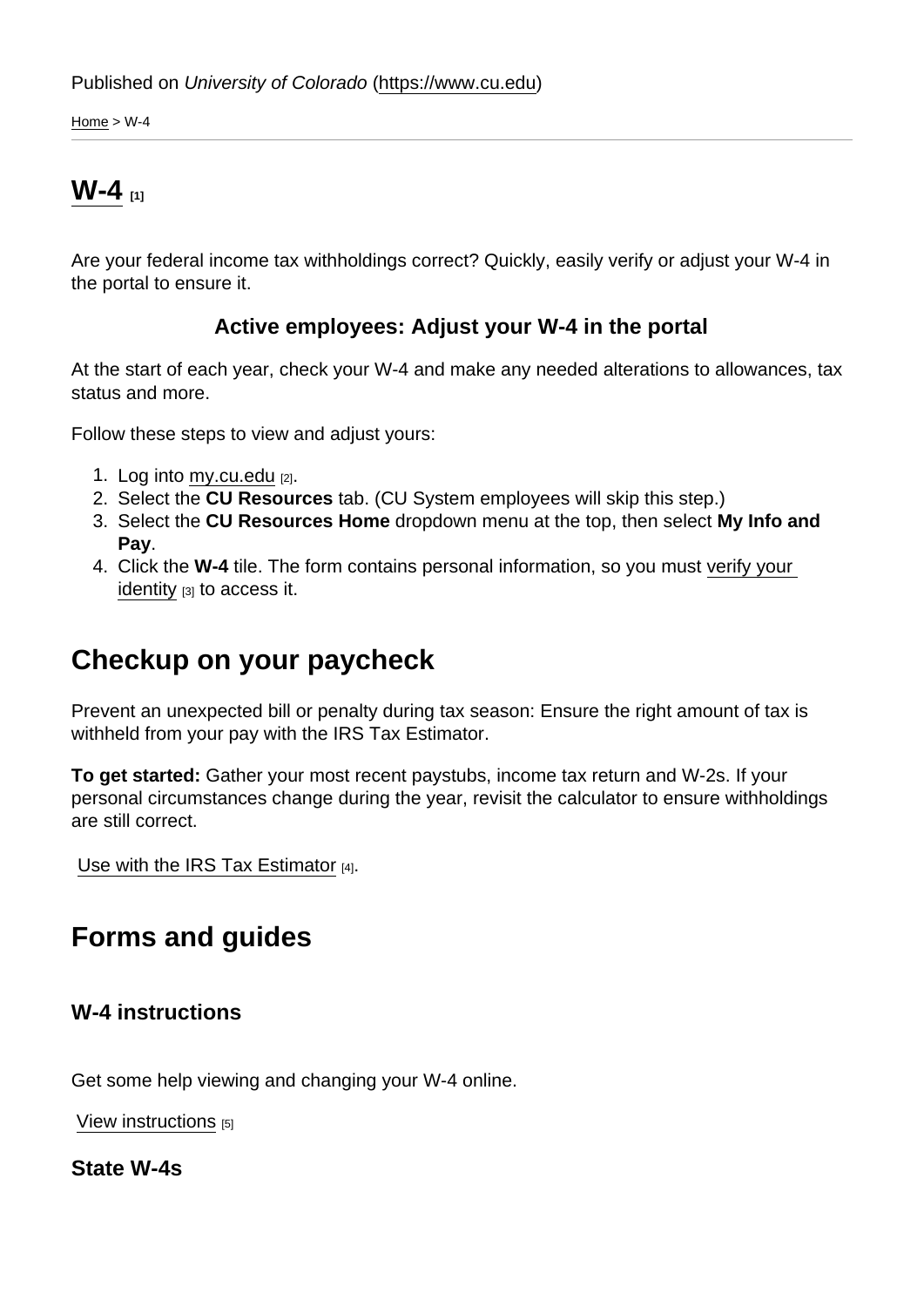Published on *University of Colorado* (https://www.cu.edu)

Home > W-4

# W-4 [1]

Are your federal income tax withholdings correct? Quickly, easily verify or adjust your W-4 in the portal to ensure it.

**Active employees: Adjust your W-4 in the portal**

At the start of each year, check your W-4 and make any needed alterations to allowances, tax status and more.

Follow these steps to view and adjust yours:

1. Log into my.cu.edu [2].
2. Select the **CU Resources** tab. (CU System employees will skip this step.)
3. Select the **CU Resources Home** dropdown menu at the top, then select **My Info and Pay**.
4. Click the **W-4** tile. The form contains personal information, so you must verify your identity [3] to access it.

## Checkup on your paycheck

Prevent an unexpected bill or penalty during tax season: Ensure the right amount of tax is withheld from your pay with the IRS Tax Estimator.

**To get started:** Gather your most recent paystubs, income tax return and W-2s. If your personal circumstances change during the year, revisit the calculator to ensure withholdings are still correct.

Use with the IRS Tax Estimator [4].

## Forms and guides

### W-4 instructions

Get some help viewing and changing your W-4 online.

View instructions [5]

### State W-4s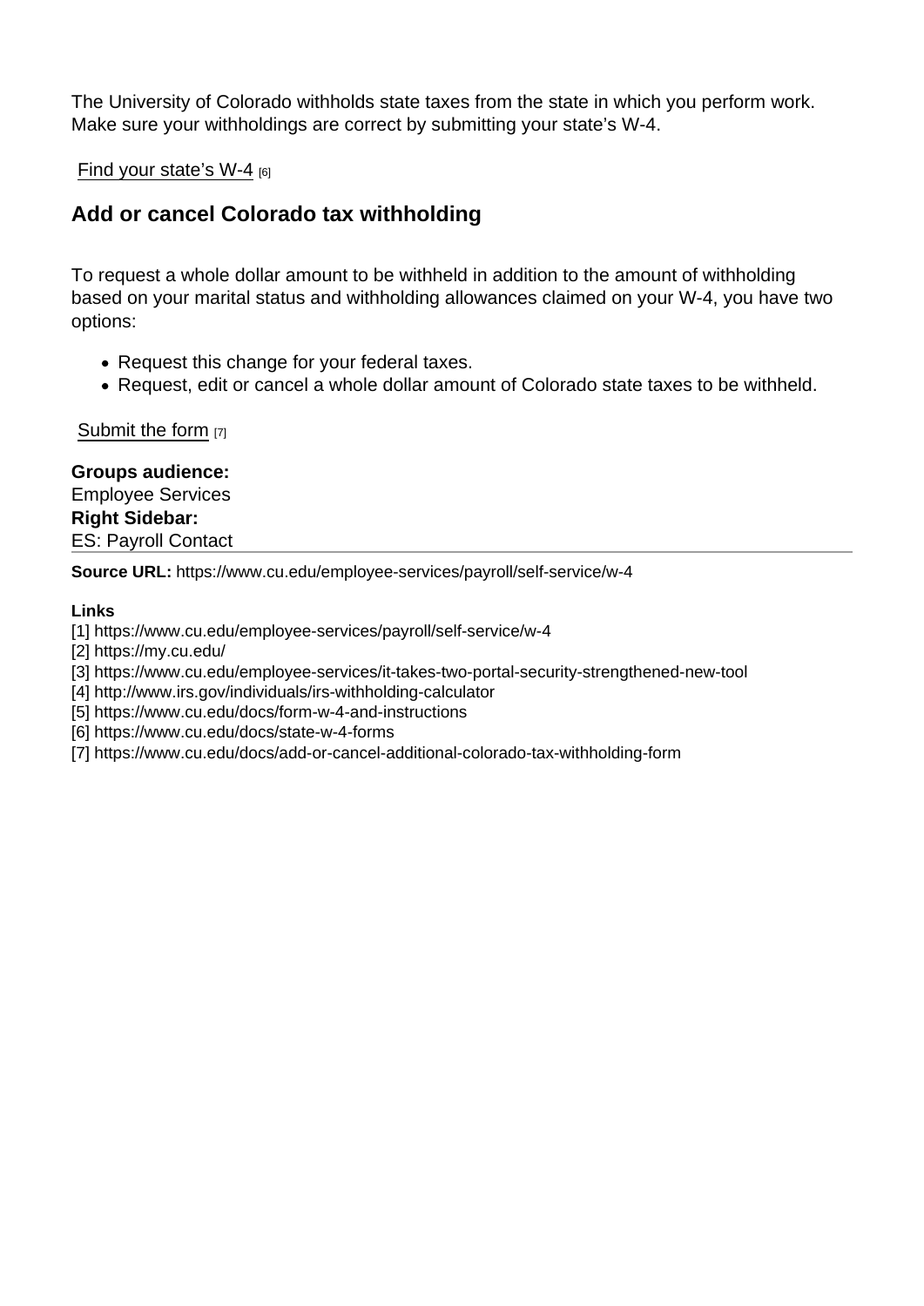The University of Colorado withholds state taxes from the state in which you perform work. Make sure your withholdings are correct by submitting your state's W-4.

Find your state's W-4 [6]

## Add or cancel Colorado tax withholding

To request a whole dollar amount to be withheld in addition to the amount of withholding based on your marital status and withholding allowances claimed on your W-4, you have two options:

- Request this change for your federal taxes.
- Request, edit or cancel a whole dollar amount of Colorado state taxes to be withheld.

Submit the form [7]

**Groups audience:**
Employee Services
**Right Sidebar:**
ES: Payroll Contact

---

**Source URL:** https://www.cu.edu/employee-services/payroll/self-service/w-4

**Links**
[1] https://www.cu.edu/employee-services/payroll/self-service/w-4
[2] https://my.cu.edu/
[3] https://www.cu.edu/employee-services/it-takes-two-portal-security-strengthened-new-tool
[4] http://www.irs.gov/individuals/irs-withholding-calculator
[5] https://www.cu.edu/docs/form-w-4-and-instructions
[6] https://www.cu.edu/docs/state-w-4-forms
[7] https://www.cu.edu/docs/add-or-cancel-additional-colorado-tax-withholding-form